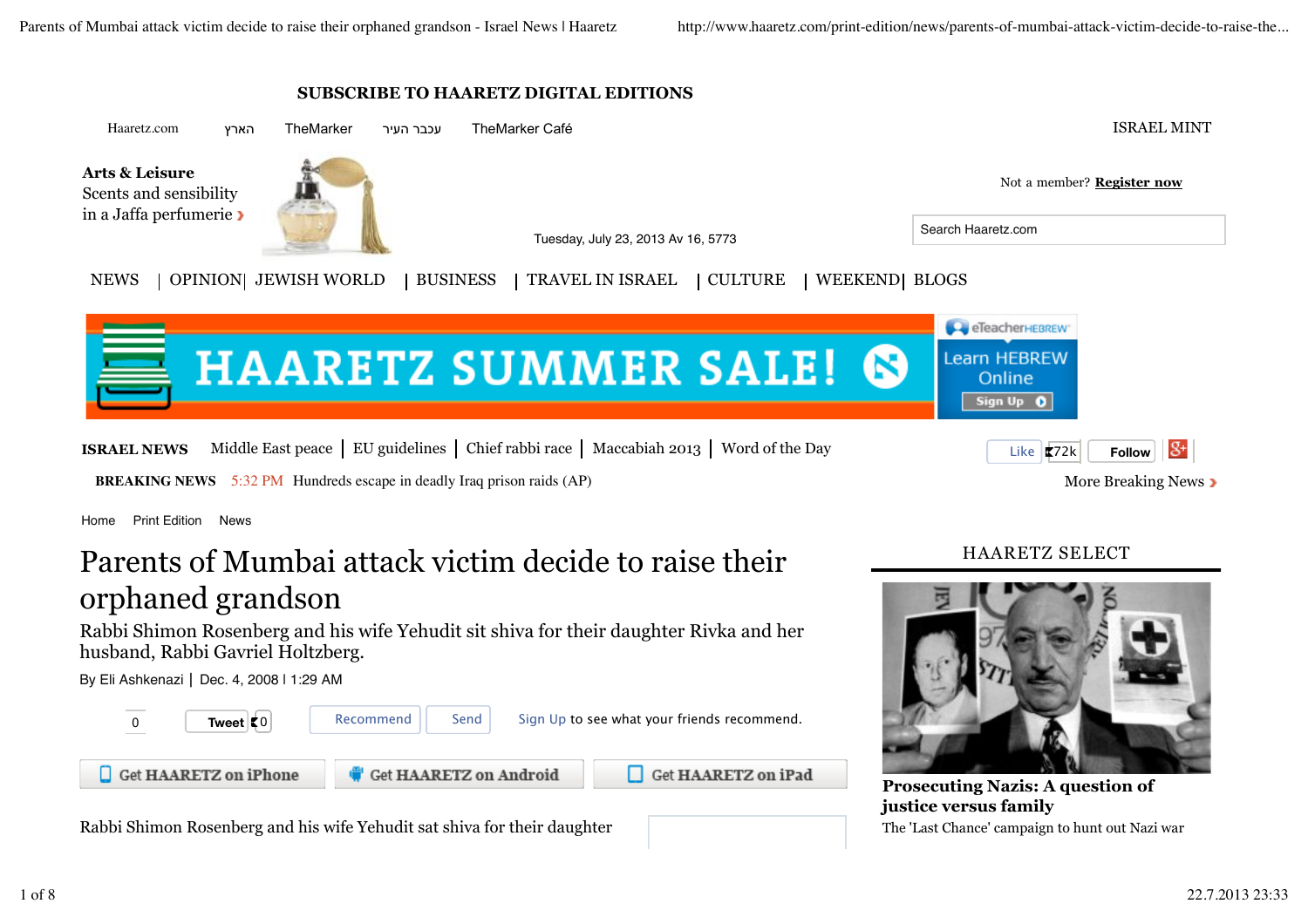SUBSCRIBE TO HAARETZ DIGITAL EDITIONS

Haaretz.com הארץ TheMarker עכבר העיר TheMarker Café ISRAEL MINT

**Arts & Leisure**
Scents and sensibility in a Jaffa perfumerie ›

Not a member? **Register now**

Tuesday, July 23, 2013 Av 16, 5773

Search Haaretz.com

NEWS | OPINION | JEWISH WORLD | BUSINESS | TRAVEL IN ISRAEL | CULTURE | WEEKEND | BLOGS

HAARETZ SUMMER SALE!

eTeacherHEBREW Learn HEBREW Online Sign Up

**ISRAEL NEWS** Middle East peace | EU guidelines | Chief rabbi race | Maccabiah 2013 | Word of the Day

Like 72k Follow

**BREAKING NEWS** 5:32 PM Hundreds escape in deadly Iraq prison raids (AP)

More Breaking News ›

Home Print Edition News

# Parents of Mumbai attack victim decide to raise their orphaned grandson

## Rabbi Shimon Rosenberg and his wife Yehudit sit shiva for their daughter Rivka and her husband, Rabbi Gavriel Holtzberg.

By Eli Ashkenazi | Dec. 4, 2008 | 1:29 AM

0 Tweet 0 Recommend Send Sign Up to see what your friends recommend.

Get HAARETZ on iPhone Get HAARETZ on Android Get HAARETZ on iPad

Rabbi Shimon Rosenberg and his wife Yehudit sat shiva for their daughter

HAARETZ SELECT

**Prosecuting Nazis: A question of justice versus family**

The 'Last Chance' campaign to hunt out Nazi war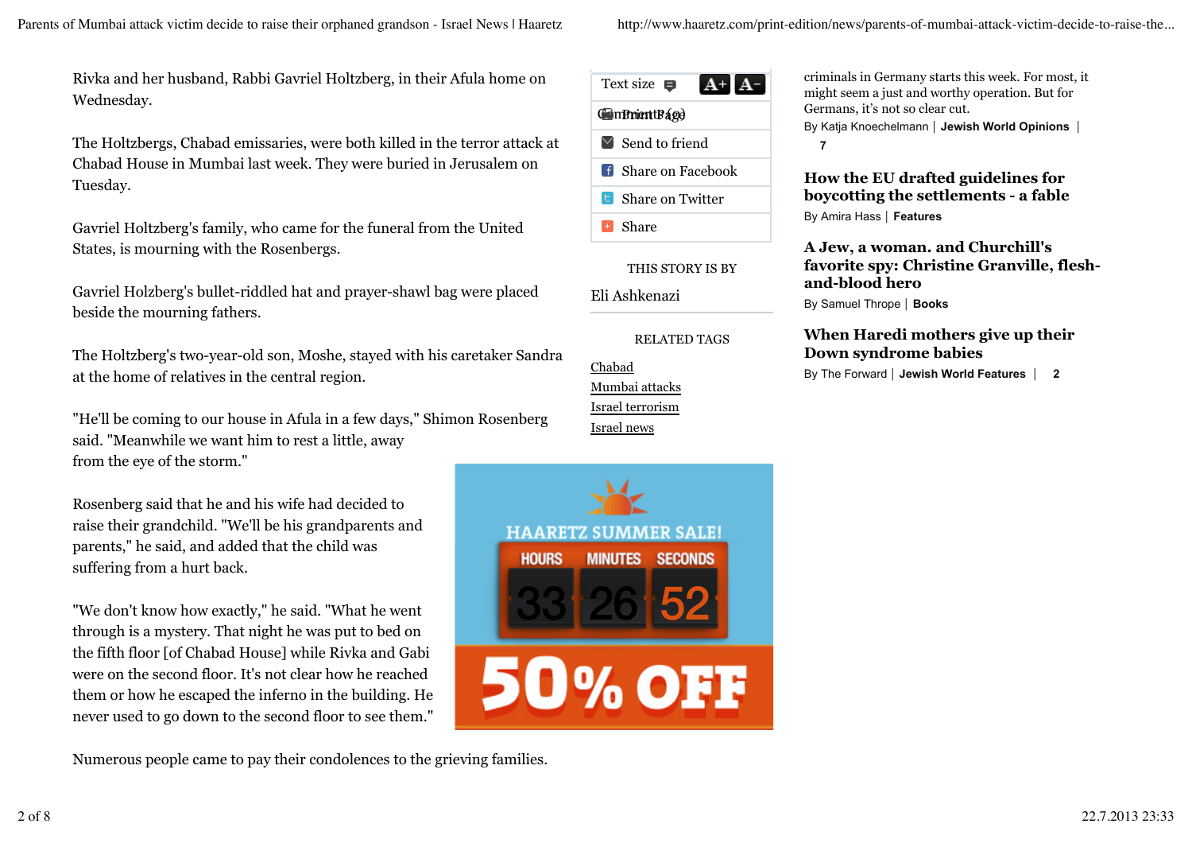Rivka and her husband, Rabbi Gavriel Holtzberg, in their Afula home on Wednesday.

The Holtzbergs, Chabad emissaries, were both killed in the terror attack at Chabad House in Mumbai last week. They were buried in Jerusalem on Tuesday.

Gavriel Holtzberg's family, who came for the funeral from the United States, is mourning with the Rosenbergs.

Gavriel Holzberg's bullet-riddled hat and prayer-shawl bag were placed beside the mourning fathers.

The Holtzberg's two-year-old son, Moshe, stayed with his caretaker Sandra at the home of relatives in the central region.

"He'll be coming to our house in Afula in a few days," Shimon Rosenberg said. "Meanwhile we want him to rest a little, away from the eye of the storm."

Rosenberg said that he and his wife had decided to raise their grandchild. "We'll be his grandparents and parents," he said, and added that the child was suffering from a hurt back.

"We don't know how exactly," he said. "What he went through is a mystery. That night he was put to bed on the fifth floor [of Chabad House] while Rivka and Gabi were on the second floor. It's not clear how he reached them or how he escaped the inferno in the building. He never used to go down to the second floor to see them."

Numerous people came to pay their condolences to the grieving families.

Text size A+ A-

Comments (0) Print Page

Send to friend

Share on Facebook

Share on Twitter

Share

THIS STORY IS BY

Eli Ashkenazi

RELATED TAGS

Chabad

Mumbai attacks

Israel terrorism

Israel news

HAARETZ SUMMER SALE!

HOURS MINUTES SECONDS

33 26 52

50% OFF

criminals in Germany starts this week. For most, it might seem a just and worthy operation. But for Germans, it's not so clear cut.

By Katja Knoechelmann | **Jewish World Opinions** | **7**

**How the EU drafted guidelines for boycotting the settlements - a fable**

By Amira Hass | **Features**

**A Jew, a woman. and Churchill's favorite spy: Christine Granville, flesh-and-blood hero**

By Samuel Thrope | **Books**

**When Haredi mothers give up their Down syndrome babies**

By The Forward | **Jewish World Features** | **2**